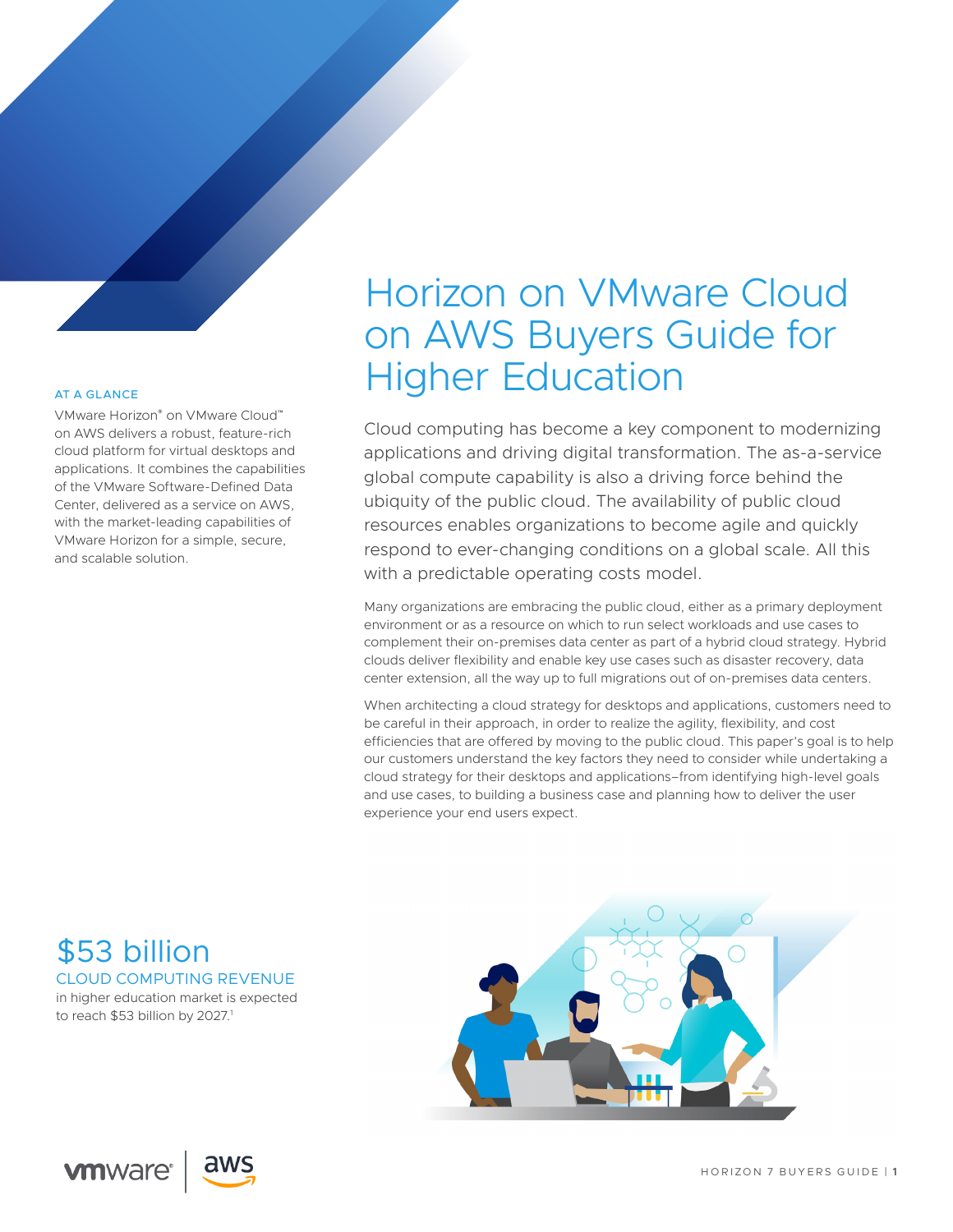# Horizon on VMware Cloud on AWS Buyers Guide for Higher Education

## AT A GLANCE

VMware Horizon® on VMware Cloud™ on AWS delivers a robust, feature-rich cloud platform for virtual desktops and applications. It combines the capabilities of the VMware Software-Defined Data Center, delivered as a service on AWS, with the market-leading capabilities of VMware Horizon for a simple, secure, and scalable solution.

Cloud computing has become a key component to modernizing applications and driving digital transformation. The as-a-service global compute capability is also a driving force behind the ubiquity of the public cloud. The availability of public cloud resources enables organizations to become agile and quickly respond to ever-changing conditions on a global scale. All this with a predictable operating costs model.

Many organizations are embracing the public cloud, either as a primary deployment environment or as a resource on which to run select workloads and use cases to complement their on-premises data center as part of a hybrid cloud strategy. Hybrid clouds deliver flexibility and enable key use cases such as disaster recovery, data center extension, all the way up to full migrations out of on-premises data centers.

When architecting a cloud strategy for desktops and applications, customers need to be careful in their approach, in order to realize the agility, flexibility, and cost efficiencies that are offered by moving to the public cloud. This paper's goal is to help our customers understand the key factors they need to consider while undertaking a cloud strategy for their desktops and applications–from identifying high-level goals and use cases, to building a business case and planning how to deliver the user experience your end users expect.

## $53 billion

**CLOUD COMPUTING REVENUE**

in higher education market is expected to reach $53 billion by 2027.[1]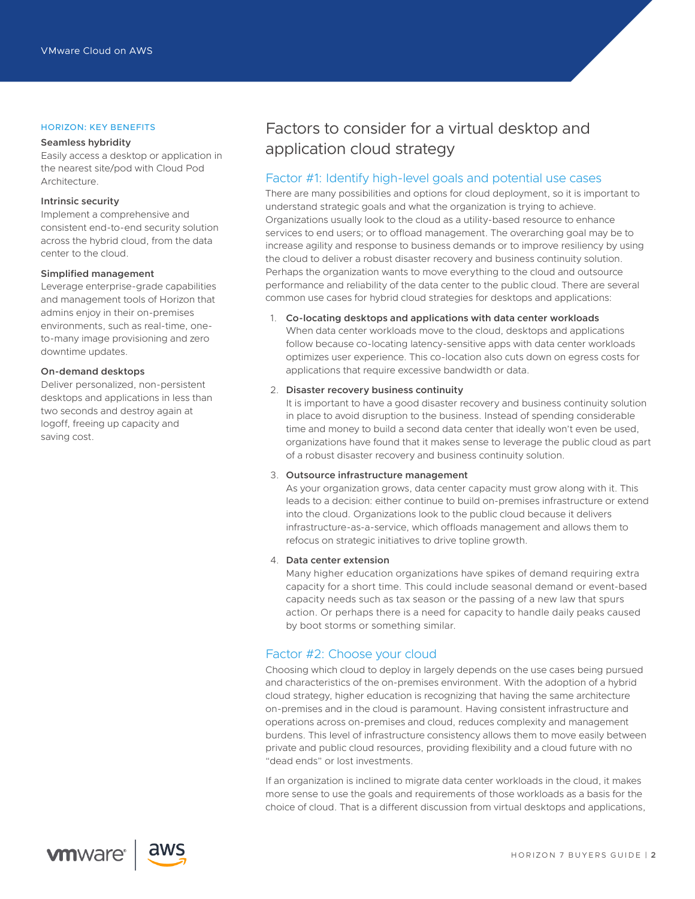## HORIZON: KEY BENEFITS

**Seamless hybridity**
Easily access a desktop or application in the nearest site/pod with Cloud Pod Architecture.

**Intrinsic security**
Implement a comprehensive and consistent end-to-end security solution across the hybrid cloud, from the data center to the cloud.

**Simplified management**
Leverage enterprise-grade capabilities and management tools of Horizon that admins enjoy in their on-premises environments, such as real-time, one-to-many image provisioning and zero downtime updates.

**On-demand desktops**
Deliver personalized, non-persistent desktops and applications in less than two seconds and destroy again at logoff, freeing up capacity and saving cost.

# Factors to consider for a virtual desktop and application cloud strategy

## Factor #1: Identify high-level goals and potential use cases

There are many possibilities and options for cloud deployment, so it is important to understand strategic goals and what the organization is trying to achieve. Organizations usually look to the cloud as a utility-based resource to enhance services to end users; or to offload management. The overarching goal may be to increase agility and response to business demands or to improve resiliency by using the cloud to deliver a robust disaster recovery and business continuity solution. Perhaps the organization wants to move everything to the cloud and outsource performance and reliability of the data center to the public cloud. There are several common use cases for hybrid cloud strategies for desktops and applications:

1. **Co-locating desktops and applications with data center workloads**
   When data center workloads move to the cloud, desktops and applications follow because co-locating latency-sensitive apps with data center workloads optimizes user experience. This co-location also cuts down on egress costs for applications that require excessive bandwidth or data.

2. **Disaster recovery business continuity**
   It is important to have a good disaster recovery and business continuity solution in place to avoid disruption to the business. Instead of spending considerable time and money to build a second data center that ideally won't even be used, organizations have found that it makes sense to leverage the public cloud as part of a robust disaster recovery and business continuity solution.

3. **Outsource infrastructure management**
   As your organization grows, data center capacity must grow along with it. This leads to a decision: either continue to build on-premises infrastructure or extend into the cloud. Organizations look to the public cloud because it delivers infrastructure-as-a-service, which offloads management and allows them to refocus on strategic initiatives to drive topline growth.

4. **Data center extension**
   Many higher education organizations have spikes of demand requiring extra capacity for a short time. This could include seasonal demand or event-based capacity needs such as tax season or the passing of a new law that spurs action. Or perhaps there is a need for capacity to handle daily peaks caused by boot storms or something similar.

## Factor #2: Choose your cloud

Choosing which cloud to deploy in largely depends on the use cases being pursued and characteristics of the on-premises environment. With the adoption of a hybrid cloud strategy, higher education is recognizing that having the same architecture on-premises and in the cloud is paramount. Having consistent infrastructure and operations across on-premises and cloud, reduces complexity and management burdens. This level of infrastructure consistency allows them to move easily between private and public cloud resources, providing flexibility and a cloud future with no "dead ends" or lost investments.

If an organization is inclined to migrate data center workloads in the cloud, it makes more sense to use the goals and requirements of those workloads as a basis for the choice of cloud. That is a different discussion from virtual desktops and applications,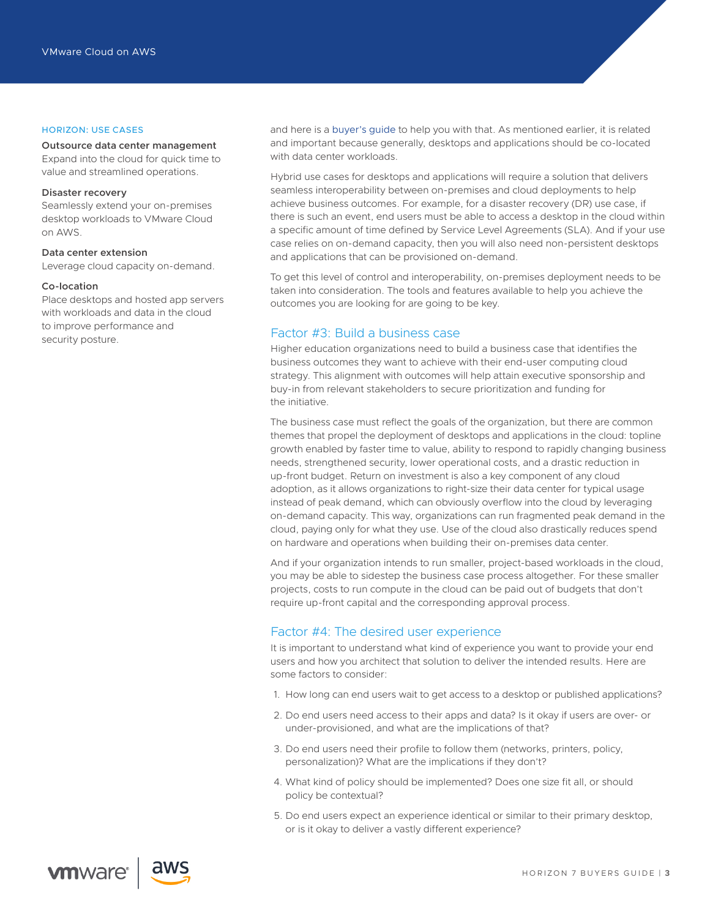### HORIZON: USE CASES

**Outsource data center management**
Expand into the cloud for quick time to value and streamlined operations.

**Disaster recovery**
Seamlessly extend your on-premises desktop workloads to VMware Cloud on AWS.

**Data center extension**
Leverage cloud capacity on-demand.

**Co-location**
Place desktops and hosted app servers with workloads and data in the cloud to improve performance and security posture.

and here is a buyer's guide to help you with that. As mentioned earlier, it is related and important because generally, desktops and applications should be co-located with data center workloads.

Hybrid use cases for desktops and applications will require a solution that delivers seamless interoperability between on-premises and cloud deployments to help achieve business outcomes. For example, for a disaster recovery (DR) use case, if there is such an event, end users must be able to access a desktop in the cloud within a specific amount of time defined by Service Level Agreements (SLA). And if your use case relies on on-demand capacity, then you will also need non-persistent desktops and applications that can be provisioned on-demand.

To get this level of control and interoperability, on-premises deployment needs to be taken into consideration. The tools and features available to help you achieve the outcomes you are looking for are going to be key.

## Factor #3: Build a business case

Higher education organizations need to build a business case that identifies the business outcomes they want to achieve with their end-user computing cloud strategy. This alignment with outcomes will help attain executive sponsorship and buy-in from relevant stakeholders to secure prioritization and funding for the initiative.

The business case must reflect the goals of the organization, but there are common themes that propel the deployment of desktops and applications in the cloud: topline growth enabled by faster time to value, ability to respond to rapidly changing business needs, strengthened security, lower operational costs, and a drastic reduction in up-front budget. Return on investment is also a key component of any cloud adoption, as it allows organizations to right-size their data center for typical usage instead of peak demand, which can obviously overflow into the cloud by leveraging on-demand capacity. This way, organizations can run fragmented peak demand in the cloud, paying only for what they use. Use of the cloud also drastically reduces spend on hardware and operations when building their on-premises data center.

And if your organization intends to run smaller, project-based workloads in the cloud, you may be able to sidestep the business case process altogether. For these smaller projects, costs to run compute in the cloud can be paid out of budgets that don't require up-front capital and the corresponding approval process.

## Factor #4: The desired user experience

It is important to understand what kind of experience you want to provide your end users and how you architect that solution to deliver the intended results. Here are some factors to consider:

1. How long can end users wait to get access to a desktop or published applications?
2. Do end users need access to their apps and data? Is it okay if users are over- or under-provisioned, and what are the implications of that?
3. Do end users need their profile to follow them (networks, printers, policy, personalization)? What are the implications if they don't?
4. What kind of policy should be implemented? Does one size fit all, or should policy be contextual?
5. Do end users expect an experience identical or similar to their primary desktop, or is it okay to deliver a vastly different experience?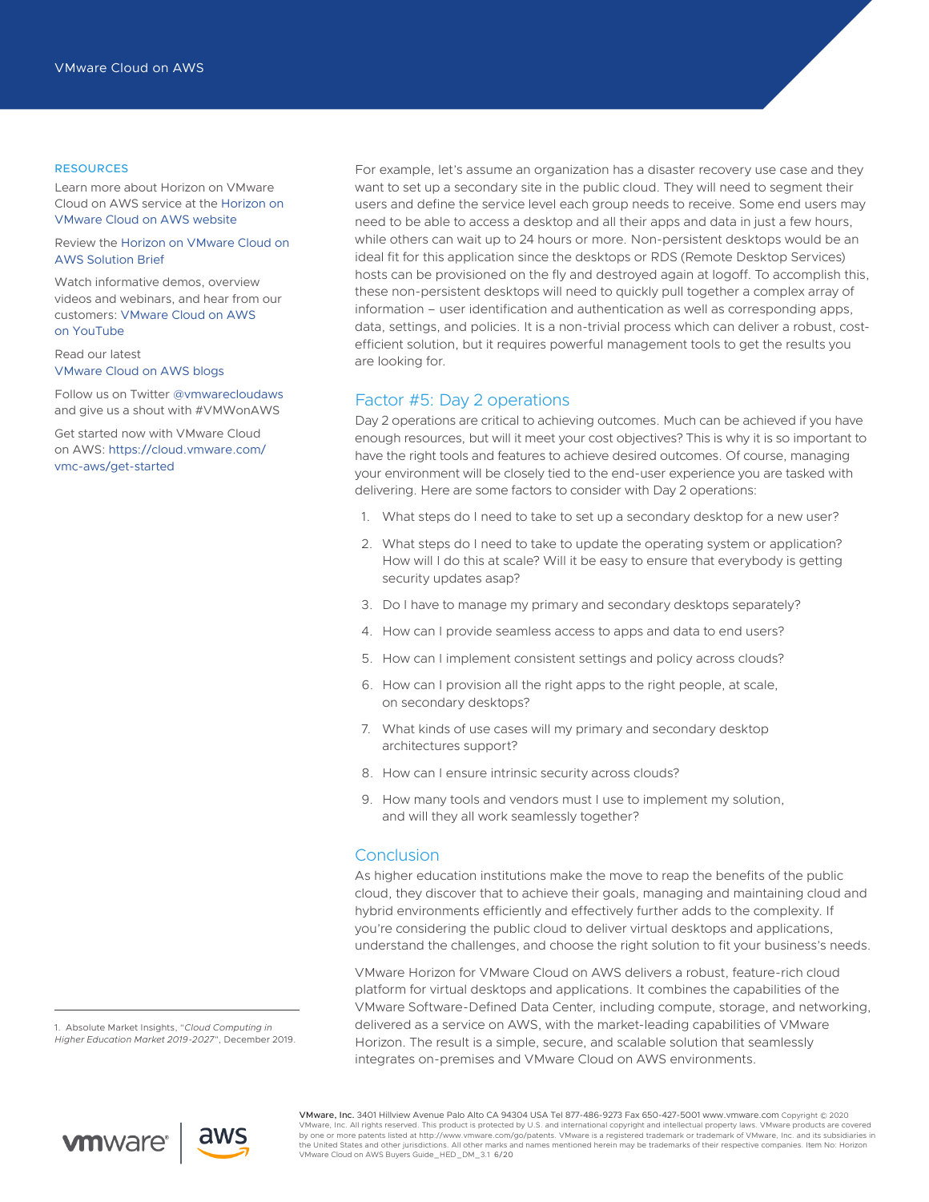## RESOURCES

Learn more about Horizon on VMware Cloud on AWS service at the Horizon on VMware Cloud on AWS website

Review the Horizon on VMware Cloud on AWS Solution Brief

Watch informative demos, overview videos and webinars, and hear from our customers: VMware Cloud on AWS on YouTube

Read our latest VMware Cloud on AWS blogs

Follow us on Twitter @vmwarecloudaws and give us a shout with #VMWonAWS

Get started now with VMware Cloud on AWS: https://cloud.vmware.com/vmc-aws/get-started

For example, let's assume an organization has a disaster recovery use case and they want to set up a secondary site in the public cloud. They will need to segment their users and define the service level each group needs to receive. Some end users may need to be able to access a desktop and all their apps and data in just a few hours, while others can wait up to 24 hours or more. Non-persistent desktops would be an ideal fit for this application since the desktops or RDS (Remote Desktop Services) hosts can be provisioned on the fly and destroyed again at logoff. To accomplish this, these non-persistent desktops will need to quickly pull together a complex array of information – user identification and authentication as well as corresponding apps, data, settings, and policies. It is a non-trivial process which can deliver a robust, cost-efficient solution, but it requires powerful management tools to get the results you are looking for.

## Factor #5: Day 2 operations

Day 2 operations are critical to achieving outcomes. Much can be achieved if you have enough resources, but will it meet your cost objectives? This is why it is so important to have the right tools and features to achieve desired outcomes. Of course, managing your environment will be closely tied to the end-user experience you are tasked with delivering. Here are some factors to consider with Day 2 operations:

1. What steps do I need to take to set up a secondary desktop for a new user?
2. What steps do I need to take to update the operating system or application? How will I do this at scale? Will it be easy to ensure that everybody is getting security updates asap?
3. Do I have to manage my primary and secondary desktops separately?
4. How can I provide seamless access to apps and data to end users?
5. How can I implement consistent settings and policy across clouds?
6. How can I provision all the right apps to the right people, at scale, on secondary desktops?
7. What kinds of use cases will my primary and secondary desktop architectures support?
8. How can I ensure intrinsic security across clouds?
9. How many tools and vendors must I use to implement my solution, and will they all work seamlessly together?

## Conclusion

As higher education institutions make the move to reap the benefits of the public cloud, they discover that to achieve their goals, managing and maintaining cloud and hybrid environments efficiently and effectively further adds to the complexity. If you're considering the public cloud to deliver virtual desktops and applications, understand the challenges, and choose the right solution to fit your business's needs.

VMware Horizon for VMware Cloud on AWS delivers a robust, feature-rich cloud platform for virtual desktops and applications. It combines the capabilities of the VMware Software-Defined Data Center, including compute, storage, and networking, delivered as a service on AWS, with the market-leading capabilities of VMware Horizon. The result is a simple, secure, and scalable solution that seamlessly integrates on-premises and VMware Cloud on AWS environments.

1. Absolute Market Insights, "*Cloud Computing in Higher Education Market 2019-2027*", December 2019.

**VMware, Inc.** 3401 Hillview Avenue Palo Alto CA 94304 USA Tel 877-486-9273 Fax 650-427-5001 www.vmware.com Copyright © 2020 VMware, Inc. All rights reserved. This product is protected by U.S. and international copyright and intellectual property laws. VMware products are covered by one or more patents listed at http://www.vmware.com/go/patents. VMware is a registered trademark or trademark of VMware, Inc. and its subsidiaries in the United States and other jurisdictions. All other marks and names mentioned herein may be trademarks of their respective companies. Item No: Horizon VMware Cloud on AWS Buyers Guide_HED_DM_3.1 6/20